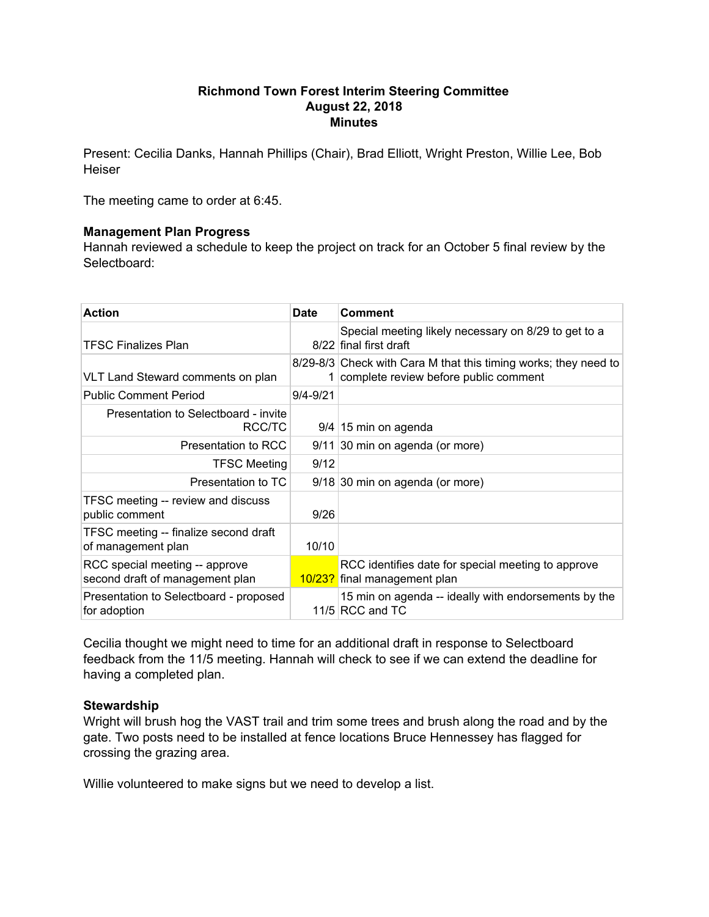**Richmond Town Forest Interim Steering Committee**
**August 22, 2018**
**Minutes**

Present: Cecilia Danks, Hannah Phillips (Chair), Brad Elliott, Wright Preston, Willie Lee, Bob Heiser

The meeting came to order at 6:45.

**Management Plan Progress**
Hannah reviewed a schedule to keep the project on track for an October 5 final review by the Selectboard:

| Action | Date | Comment |
|---|---|---|
| TFSC Finalizes Plan | 8/22 | Special meeting likely necessary on 8/29 to get to a final first draft |
| VLT Land Steward comments on plan | 8/29-8/31 | Check with Cara M that this timing works; they need to complete review before public comment |
| Public Comment Period | 9/4-9/21 | |
| Presentation to Selectboard - invite RCC/TC | 9/4 | 15 min on agenda |
| Presentation to RCC | 9/11 | 30 min on agenda (or more) |
| TFSC Meeting | 9/12 | |
| Presentation to TC | 9/18 | 30 min on agenda (or more) |
| TFSC meeting -- review and discuss public comment | 9/26 | |
| TFSC meeting -- finalize second draft of management plan | 10/10 | |
| RCC special meeting -- approve second draft of management plan | 10/23? | RCC identifies date for special meeting to approve final management plan |
| Presentation to Selectboard - proposed for adoption | 11/5 | 15 min on agenda -- ideally with endorsements by the RCC and TC |

Cecilia thought we might need to time for an additional draft in response to Selectboard feedback from the 11/5 meeting. Hannah will check to see if we can extend the deadline for having a completed plan.

**Stewardship**
Wright will brush hog the VAST trail and trim some trees and brush along the road and by the gate. Two posts need to be installed at fence locations Bruce Hennessey has flagged for crossing the grazing area.

Willie volunteered to make signs but we need to develop a list.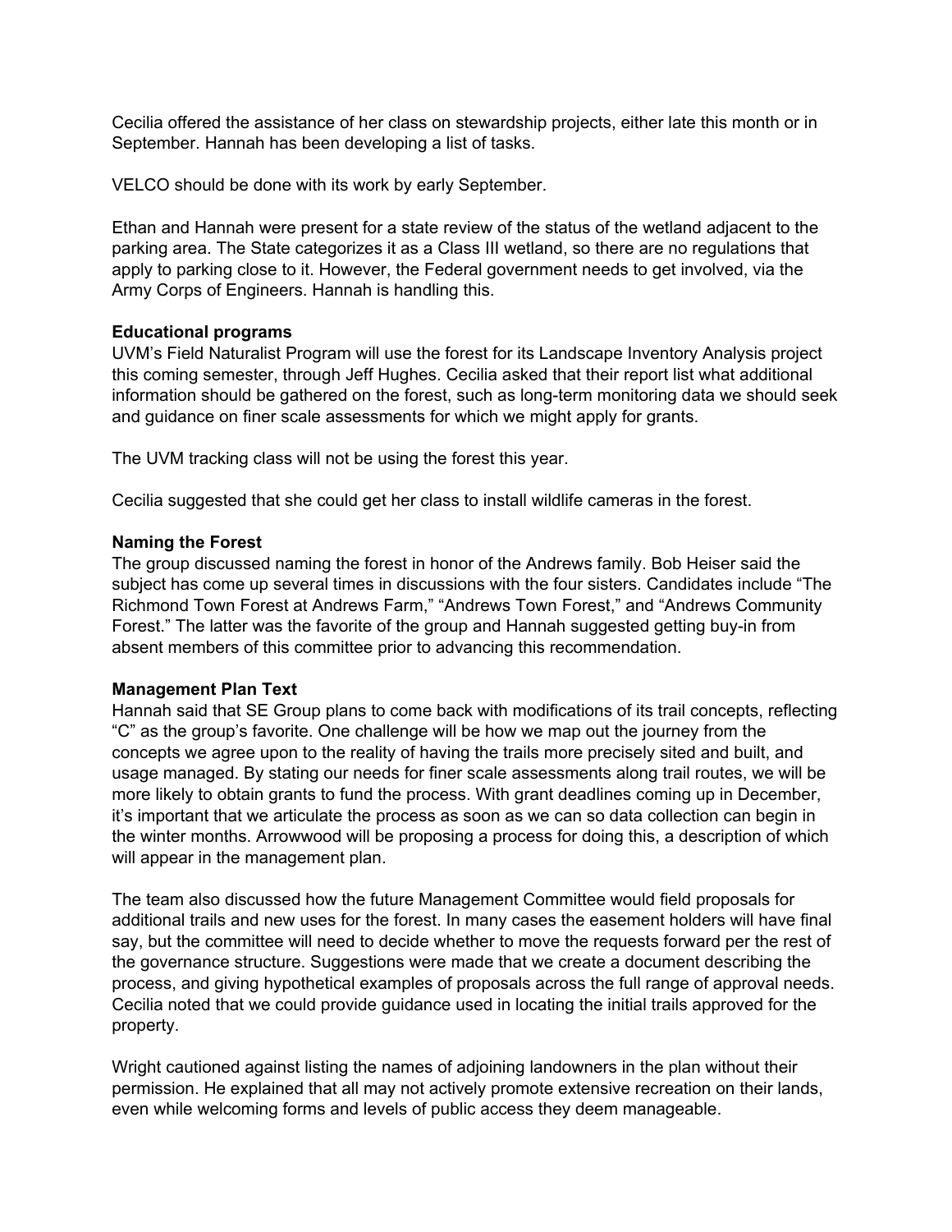Cecilia offered the assistance of her class on stewardship projects, either late this month or in September. Hannah has been developing a list of tasks.

VELCO should be done with its work by early September.

Ethan and Hannah were present for a state review of the status of the wetland adjacent to the parking area. The State categorizes it as a Class III wetland, so there are no regulations that apply to parking close to it. However, the Federal government needs to get involved, via the Army Corps of Engineers. Hannah is handling this.

**Educational programs**
UVM's Field Naturalist Program will use the forest for its Landscape Inventory Analysis project this coming semester, through Jeff Hughes. Cecilia asked that their report list what additional information should be gathered on the forest, such as long-term monitoring data we should seek and guidance on finer scale assessments for which we might apply for grants.

The UVM tracking class will not be using the forest this year.

Cecilia suggested that she could get her class to install wildlife cameras in the forest.

**Naming the Forest**
The group discussed naming the forest in honor of the Andrews family. Bob Heiser said the subject has come up several times in discussions with the four sisters. Candidates include "The Richmond Town Forest at Andrews Farm," "Andrews Town Forest," and "Andrews Community Forest." The latter was the favorite of the group and Hannah suggested getting buy-in from absent members of this committee prior to advancing this recommendation.

**Management Plan Text**
Hannah said that SE Group plans to come back with modifications of its trail concepts, reflecting "C" as the group's favorite. One challenge will be how we map out the journey from the concepts we agree upon to the reality of having the trails more precisely sited and built, and usage managed. By stating our needs for finer scale assessments along trail routes, we will be more likely to obtain grants to fund the process. With grant deadlines coming up in December, it's important that we articulate the process as soon as we can so data collection can begin in the winter months. Arrowwood will be proposing a process for doing this, a description of which will appear in the management plan.

The team also discussed how the future Management Committee would field proposals for additional trails and new uses for the forest. In many cases the easement holders will have final say, but the committee will need to decide whether to move the requests forward per the rest of the governance structure. Suggestions were made that we create a document describing the process, and giving hypothetical examples of proposals across the full range of approval needs. Cecilia noted that we could provide guidance used in locating the initial trails approved for the property.

Wright cautioned against listing the names of adjoining landowners in the plan without their permission. He explained that all may not actively promote extensive recreation on their lands, even while welcoming forms and levels of public access they deem manageable.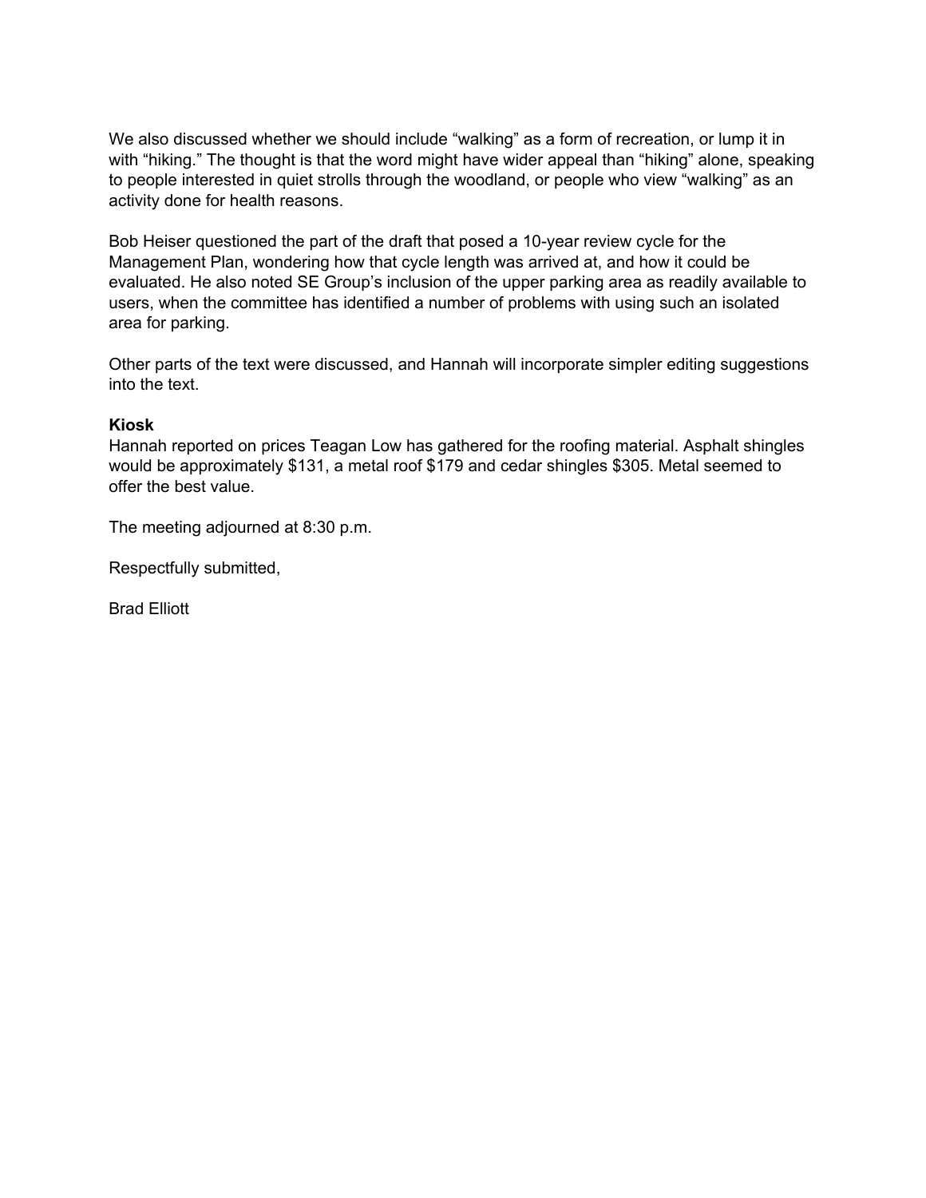We also discussed whether we should include "walking" as a form of recreation, or lump it in with "hiking." The thought is that the word might have wider appeal than "hiking" alone, speaking to people interested in quiet strolls through the woodland, or people who view "walking" as an activity done for health reasons.

Bob Heiser questioned the part of the draft that posed a 10-year review cycle for the Management Plan, wondering how that cycle length was arrived at, and how it could be evaluated. He also noted SE Group's inclusion of the upper parking area as readily available to users, when the committee has identified a number of problems with using such an isolated area for parking.

Other parts of the text were discussed, and Hannah will incorporate simpler editing suggestions into the text.

**Kiosk**

Hannah reported on prices Teagan Low has gathered for the roofing material. Asphalt shingles would be approximately $131, a metal roof $179 and cedar shingles $305. Metal seemed to offer the best value.

The meeting adjourned at 8:30 p.m.

Respectfully submitted,

Brad Elliott